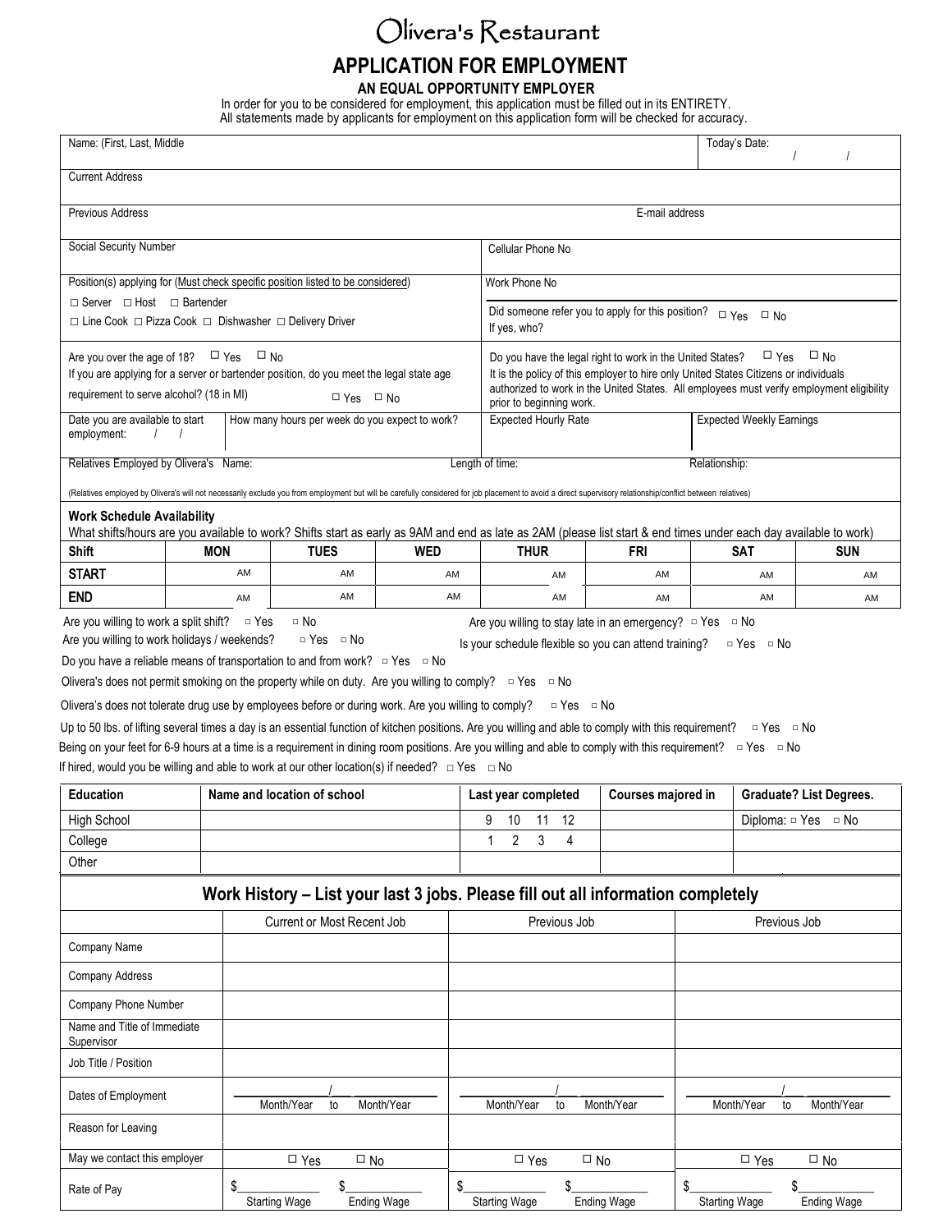# Olivera's Restaurant

## APPLICATION FOR EMPLOYMENT

**AN EQUAL OPPORTUNITY EMPLOYER**

In order for you to be considered for employment, this application must be filled out in its ENTIRETY.
All statements made by applicants for employment on this application form will be checked for accuracy.

| Name: (First, Last, Middle | | Today's Date: / / |
|---|---|---|
| Current Address | | |
| Previous Address | E-mail address | |
| Social Security Number | Cellular Phone No | |
| Position(s) applying for (Must check specific position listed to be considered)<br>☐ Server ☐ Host ☐ Bartender<br>☐ Line Cook ☐ Pizza Cook ☐ Dishwasher ☐ Delivery Driver | Work Phone No<br>Did someone refer you to apply for this position? ☐ Yes ☐ No<br>If yes, who? | |
| Are you over the age of 18? ☐ Yes ☐ No<br>If you are applying for a server or bartender position, do you meet the legal state age requirement to serve alcohol? (18 in MI) ☐ Yes ☐ No | Do you have the legal right to work in the United States? ☐ Yes ☐ No<br>It is the policy of this employer to hire only United States Citizens or individuals authorized to work in the United States. All employees must verify employment eligibility prior to beginning work. | |
| Date you are available to start employment: / / — How many hours per week do you expect to work? | Expected Hourly Rate | Expected Weekly Earnings |
| Relatives Employed by Olivera's Name: | Length of time: | Relationship: |

(Relatives employed by Olivera's will not necessarily exclude you from employment but will be carefully considered for job placement to avoid a direct supervisory relationship/conflict between relatives)

**Work Schedule Availability**

What shifts/hours are you available to work? Shifts start as early as 9AM and end as late as 2AM (please list start & end times under each day available to work)

| Shift | MON | TUES | WED | THUR | FRI | SAT | SUN |
|---|---|---|---|---|---|---|---|
| **START** | AM | AM | AM | AM | AM | AM | AM |
| **END** | AM | AM | AM | AM | AM | AM | AM |

Are you willing to work a split shift? ▫ Yes ▫ No
Are you willing to stay late in an emergency? ▫ Yes ▫ No
Are you willing to work holidays / weekends? ▫ Yes ▫ No
Is your schedule flexible so you can attend training? ▫ Yes ▫ No
Do you have a reliable means of transportation to and from work? ▫ Yes ▫ No
Olivera's does not permit smoking on the property while on duty. Are you willing to comply? ▫ Yes ▫ No
Olivera's does not tolerate drug use by employees before or during work. Are you willing to comply? ▫ Yes ▫ No
Up to 50 lbs. of lifting several times a day is an essential function of kitchen positions. Are you willing and able to comply with this requirement? ▫ Yes ▫ No
Being on your feet for 6-9 hours at a time is a requirement in dining room positions. Are you willing and able to comply with this requirement? ▫ Yes ▫ No
If hired, would you be willing and able to work at our other location(s) if needed? ▫ Yes ▫ No

| Education | Name and location of school | Last year completed | Courses majored in | Graduate? List Degrees. |
|---|---|---|---|---|
| High School | | 9 10 11 12 | | Diploma: ▫ Yes ▫ No |
| College | | 1 2 3 4 | | |
| Other | | | | |

## Work History – List your last 3 jobs. Please fill out all information completely

| | Current or Most Recent Job | Previous Job | Previous Job |
|---|---|---|---|
| Company Name | | | |
| Company Address | | | |
| Company Phone Number | | | |
| Name and Title of Immediate Supervisor | | | |
| Job Title / Position | | | |
| Dates of Employment | / Month/Year to Month/Year | / Month/Year to Month/Year | / Month/Year to Month/Year |
| Reason for Leaving | | | |
| May we contact this employer | ☐ Yes ☐ No | ☐ Yes ☐ No | ☐ Yes ☐ No |
| Rate of Pay | $______ Starting Wage $______ Ending Wage | $______ Starting Wage $______ Ending Wage | $______ Starting Wage $______ Ending Wage |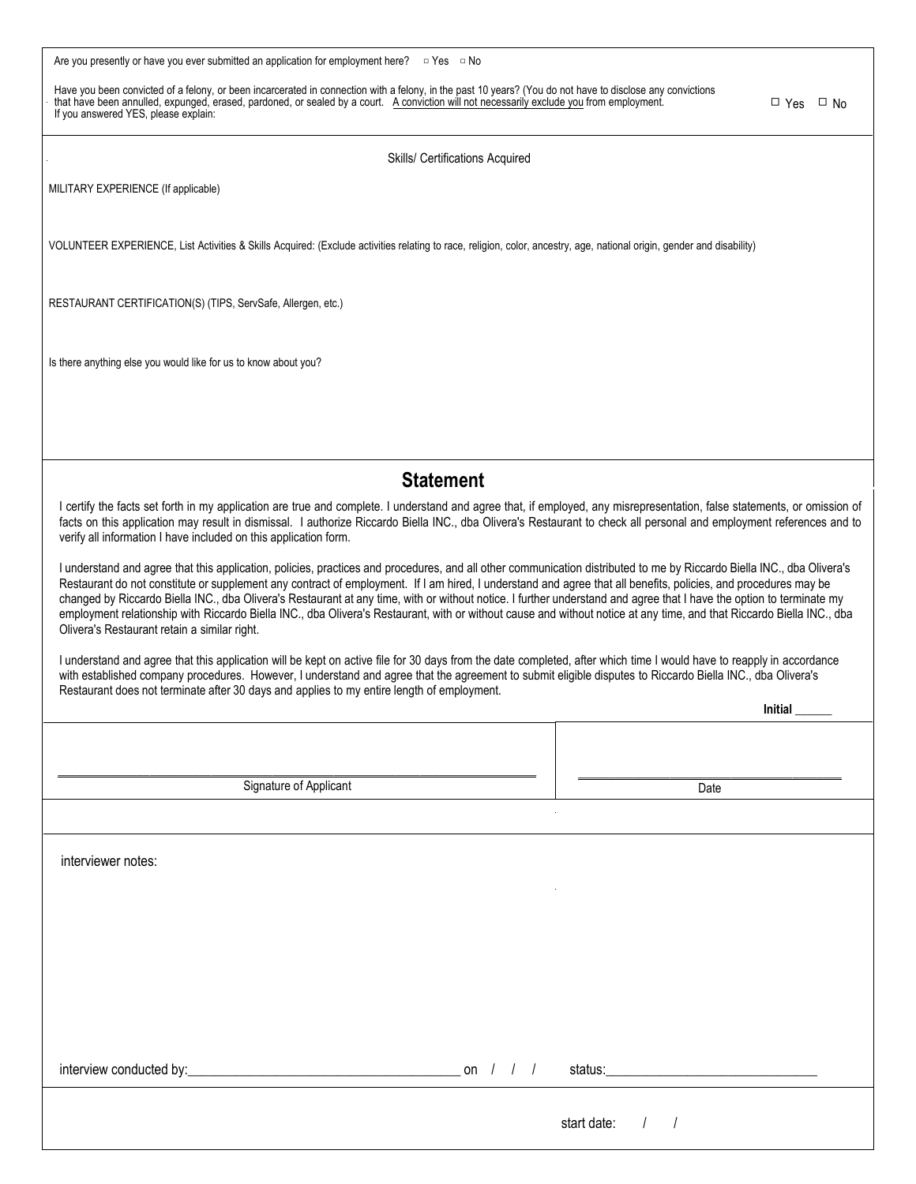Are you presently or have you ever submitted an application for employment here? ☐ Yes ☐ No

Have you been convicted of a felony, or been incarcerated in connection with a felony, in the past 10 years? (You do not have to disclose any convictions that have been annulled, expunged, erased, pardoned, or sealed by a court. A conviction will not necessarily exclude you from employment. ☐ Yes ☐ No
If you answered YES, please explain:

Skills/ Certifications Acquired

MILITARY EXPERIENCE (If applicable)

VOLUNTEER EXPERIENCE, List Activities & Skills Acquired: (Exclude activities relating to race, religion, color, ancestry, age, national origin, gender and disability)

RESTAURANT CERTIFICATION(S) (TIPS, ServSafe, Allergen, etc.)

Is there anything else you would like for us to know about you?

## Statement

I certify the facts set forth in my application are true and complete. I understand and agree that, if employed, any misrepresentation, false statements, or omission of facts on this application may result in dismissal. I authorize Riccardo Biella INC., dba Olivera's Restaurant to check all personal and employment references and to verify all information I have included on this application form.

I understand and agree that this application, policies, practices and procedures, and all other communication distributed to me by Riccardo Biella INC., dba Olivera's Restaurant do not constitute or supplement any contract of employment. If I am hired, I understand and agree that all benefits, policies, and procedures may be changed by Riccardo Biella INC., dba Olivera's Restaurant at any time, with or without notice. I further understand and agree that I have the option to terminate my employment relationship with Riccardo Biella INC., dba Olivera's Restaurant, with or without cause and without notice at any time, and that Riccardo Biella INC., dba Olivera's Restaurant retain a similar right.

I understand and agree that this application will be kept on active file for 30 days from the date completed, after which time I would have to reapply in accordance with established company procedures. However, I understand and agree that the agreement to submit eligible disputes to Riccardo Biella INC., dba Olivera's Restaurant does not terminate after 30 days and applies to my entire length of employment.

**Initial ______**

______________________________ Signature of Applicant

______________________________ Date

interviewer notes:

interview conducted by:______________________________ on / / / status:______________________________

start date: / /